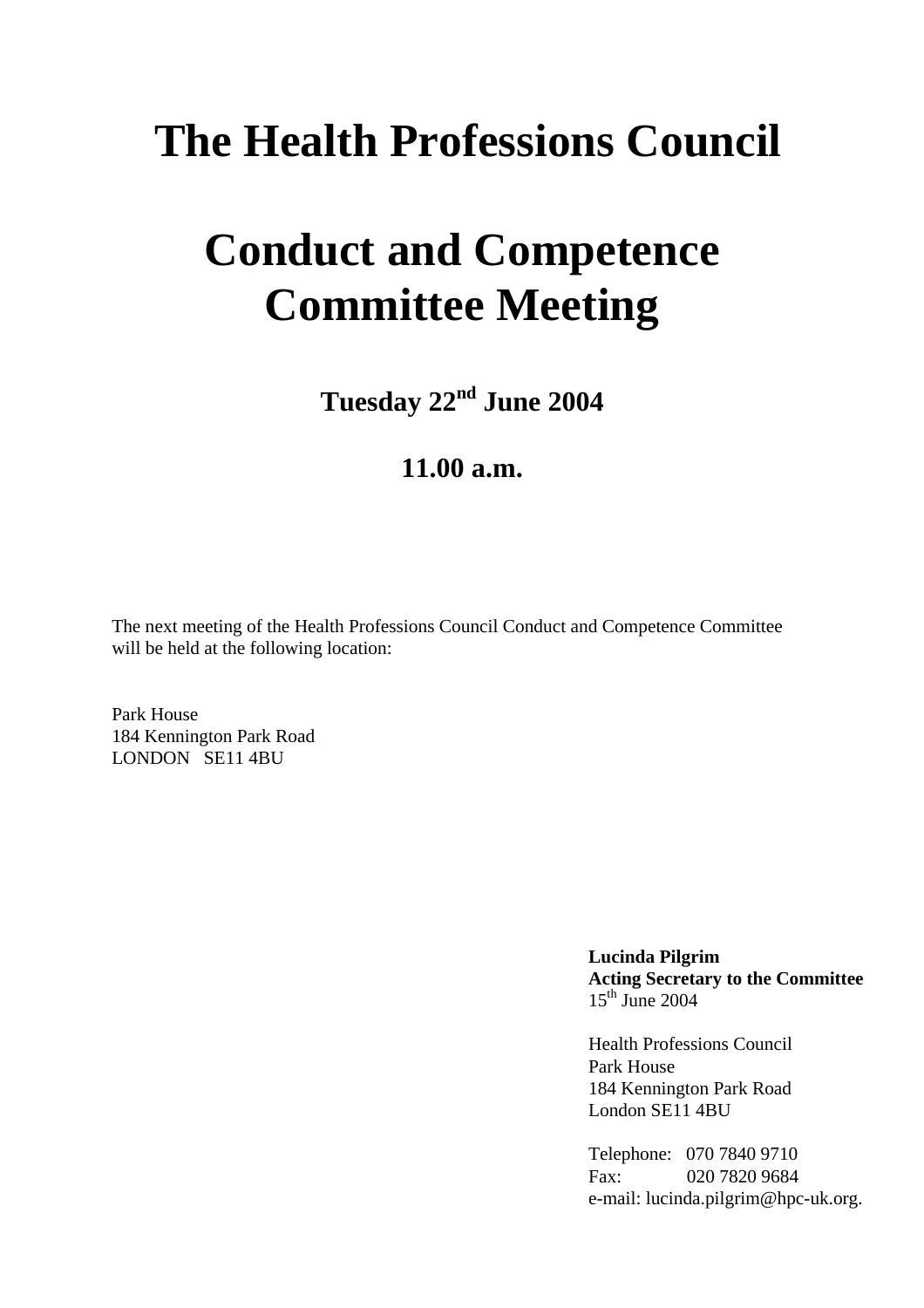# The Health Professions Council

# Conduct and Competence Committee Meeting

**Tuesday 22nd June 2004**

**11.00 a.m.**

The next meeting of the Health Professions Council Conduct and Competence Committee will be held at the following location:

Park House
184 Kennington Park Road
LONDON SE11 4BU

**Lucinda Pilgrim**
**Acting Secretary to the Committee**
15th June 2004

Health Professions Council
Park House
184 Kennington Park Road
London SE11 4BU

Telephone: 070 7840 9710
Fax: 020 7820 9684
e-mail: lucinda.pilgrim@hpc-uk.org.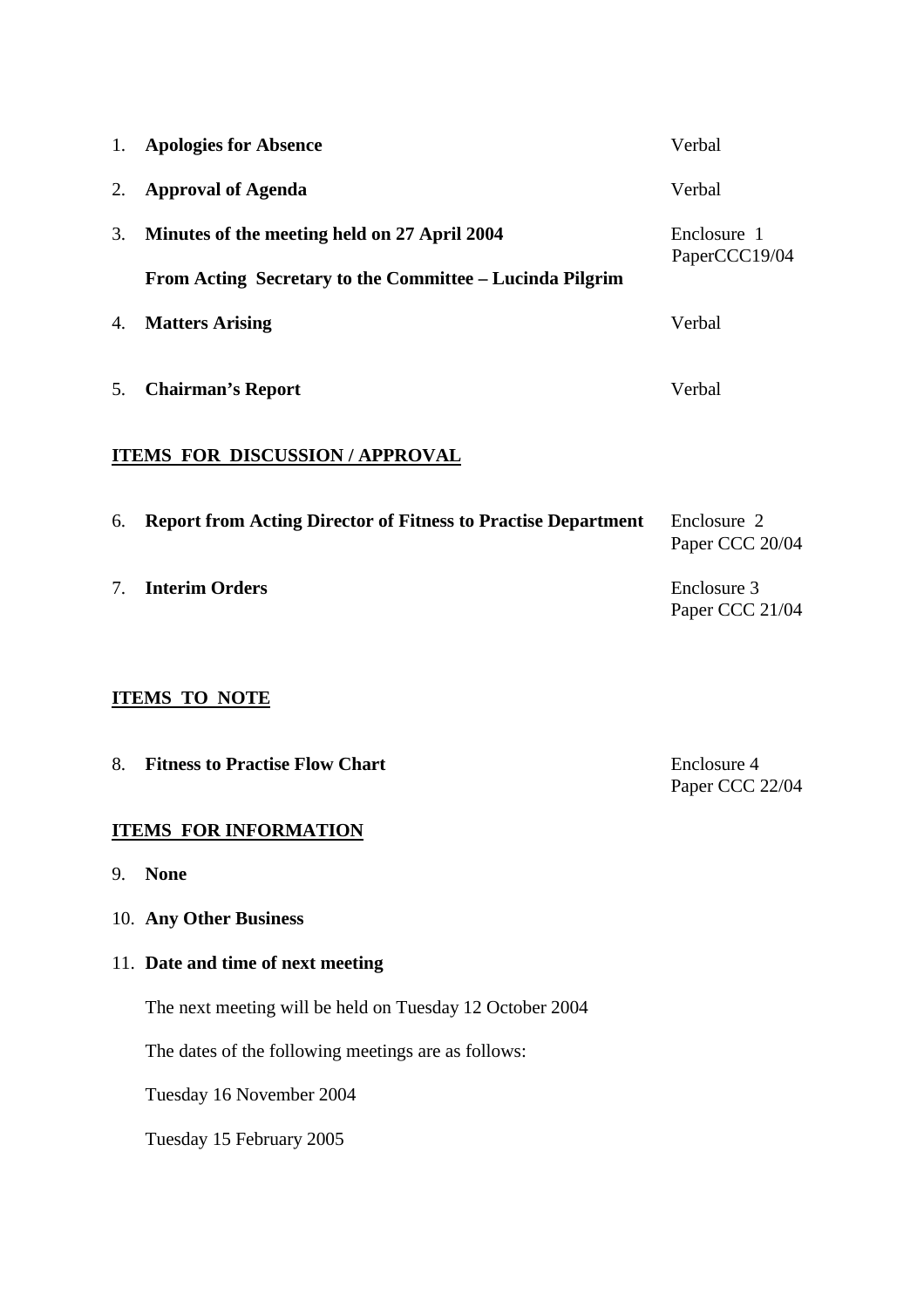| | | |
|---|---|---|
| 1. | **Apologies for Absence** | Verbal |
| 2. | **Approval of Agenda** | Verbal |
| 3. | **Minutes of the meeting held on 27 April 2004**<br><br>**From Acting Secretary to the Committee – Lucinda Pilgrim** | Enclosure 1<br>PaperCCC19/04 |
| 4. | **Matters Arising** | Verbal |
| 5. | **Chairman's Report** | Verbal |

**ITEMS FOR DISCUSSION / APPROVAL**

| | | |
|---|---|---|
| 6. | **Report from Acting Director of Fitness to Practise Department** | Enclosure 2<br>Paper CCC 20/04 |
| 7. | **Interim Orders** | Enclosure 3<br>Paper CCC 21/04 |

**ITEMS TO NOTE**

| | | |
|---|---|---|
| 8. | **Fitness to Practise Flow Chart** | Enclosure 4<br>Paper CCC 22/04 |

**ITEMS FOR INFORMATION**

9. **None**

10. **Any Other Business**

11. **Date and time of next meeting**

    The next meeting will be held on Tuesday 12 October 2004

    The dates of the following meetings are as follows:

    Tuesday 16 November 2004

    Tuesday 15 February 2005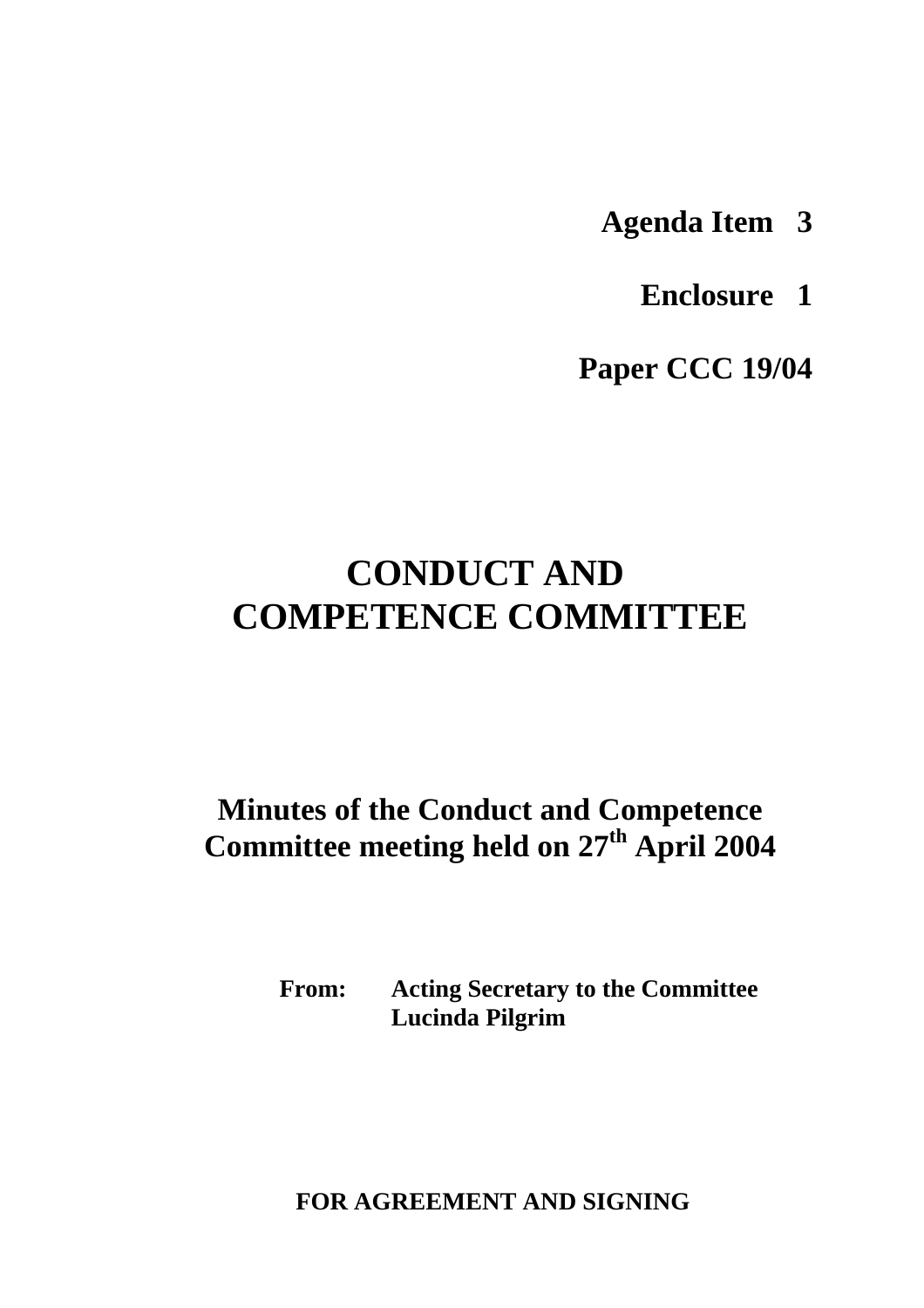**Agenda Item 3**

**Enclosure 1**

**Paper CCC 19/04**

# CONDUCT AND COMPETENCE COMMITTEE

## Minutes of the Conduct and Competence Committee meeting held on 27th April 2004

**From:** **Acting Secretary to the Committee**
**Lucinda Pilgrim**

**FOR AGREEMENT AND SIGNING**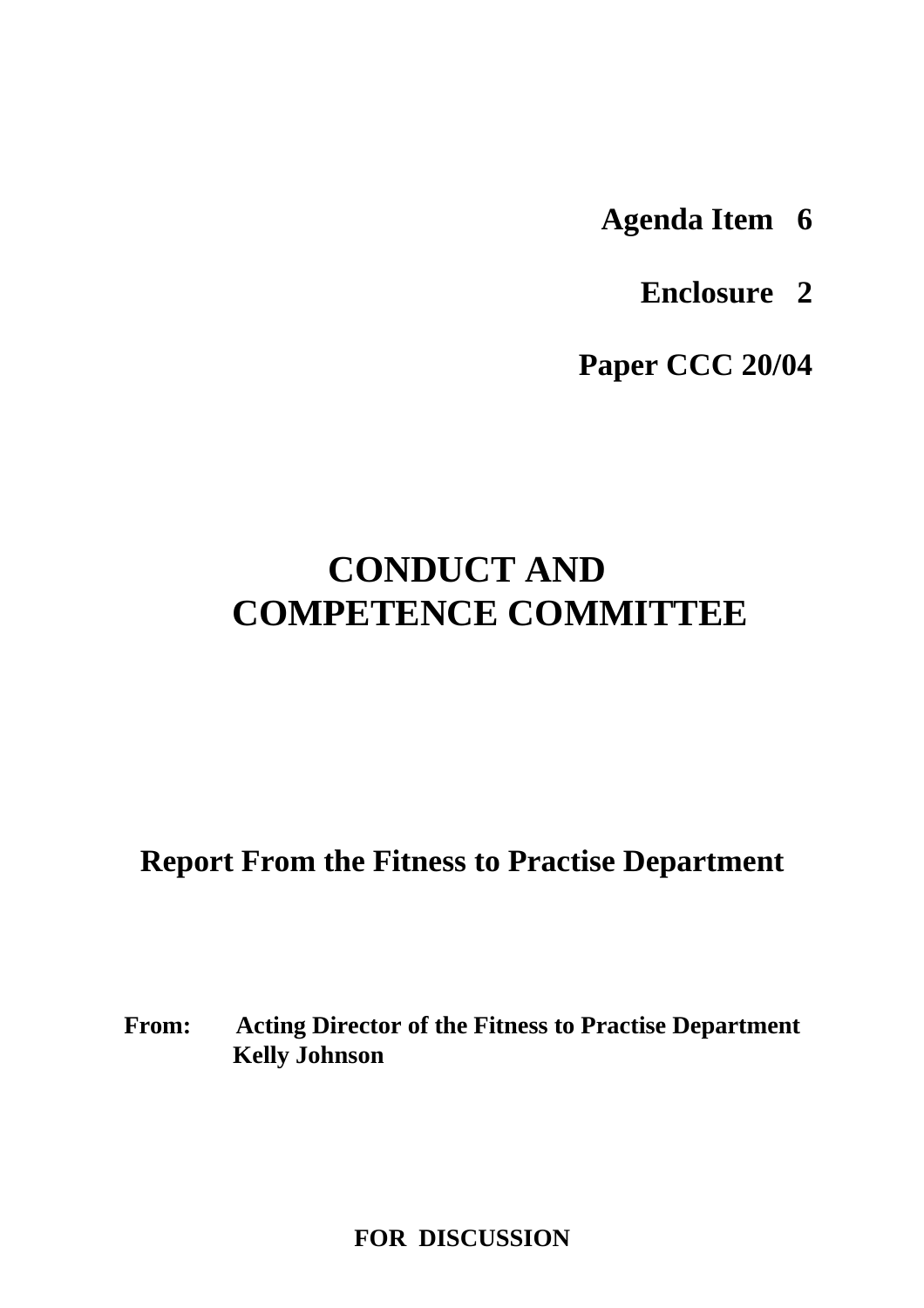**Agenda Item 6**

**Enclosure 2**

**Paper CCC 20/04**

# CONDUCT AND COMPETENCE COMMITTEE

## Report From the Fitness to Practise Department

**From: Acting Director of the Fitness to Practise Department**
**Kelly Johnson**

**FOR DISCUSSION**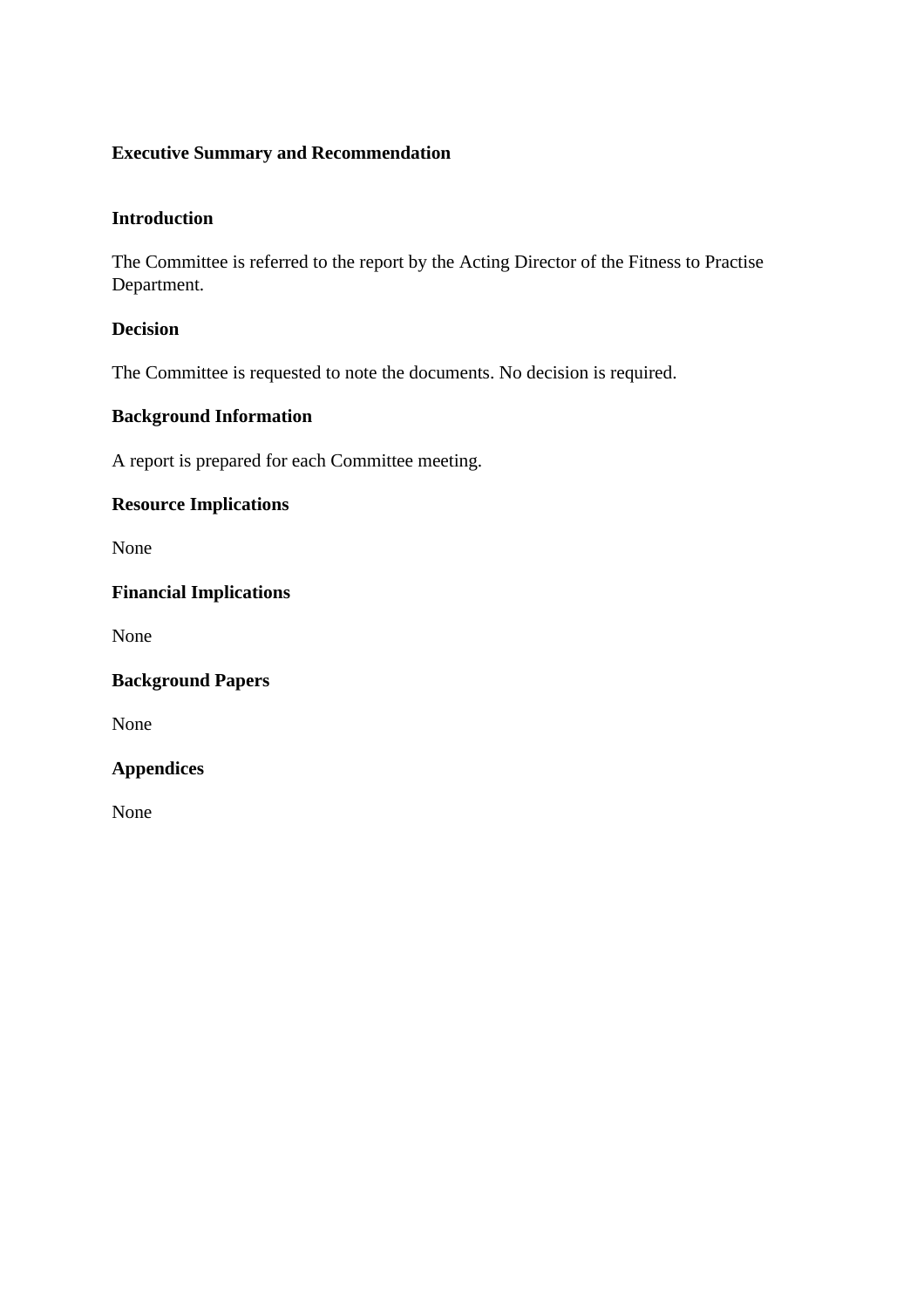**Executive Summary and Recommendation**

**Introduction**

The Committee is referred to the report by the Acting Director of the Fitness to Practise Department.

**Decision**

The Committee is requested to note the documents. No decision is required.

**Background Information**

A report is prepared for each Committee meeting.

**Resource Implications**

None

**Financial Implications**

None

**Background Papers**

None

**Appendices**

None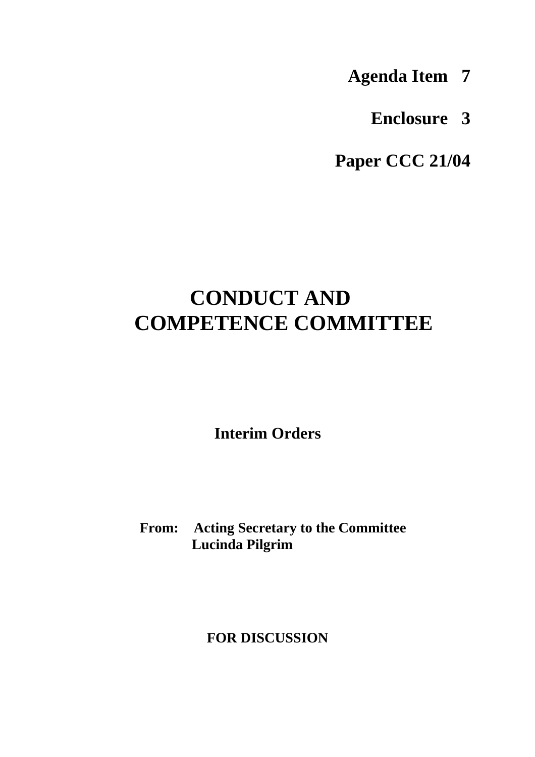**Agenda Item 7**

**Enclosure 3**

**Paper CCC 21/04**

# CONDUCT AND COMPETENCE COMMITTEE

## Interim Orders

**From: Acting Secretary to the Committee**
**Lucinda Pilgrim**

**FOR DISCUSSION**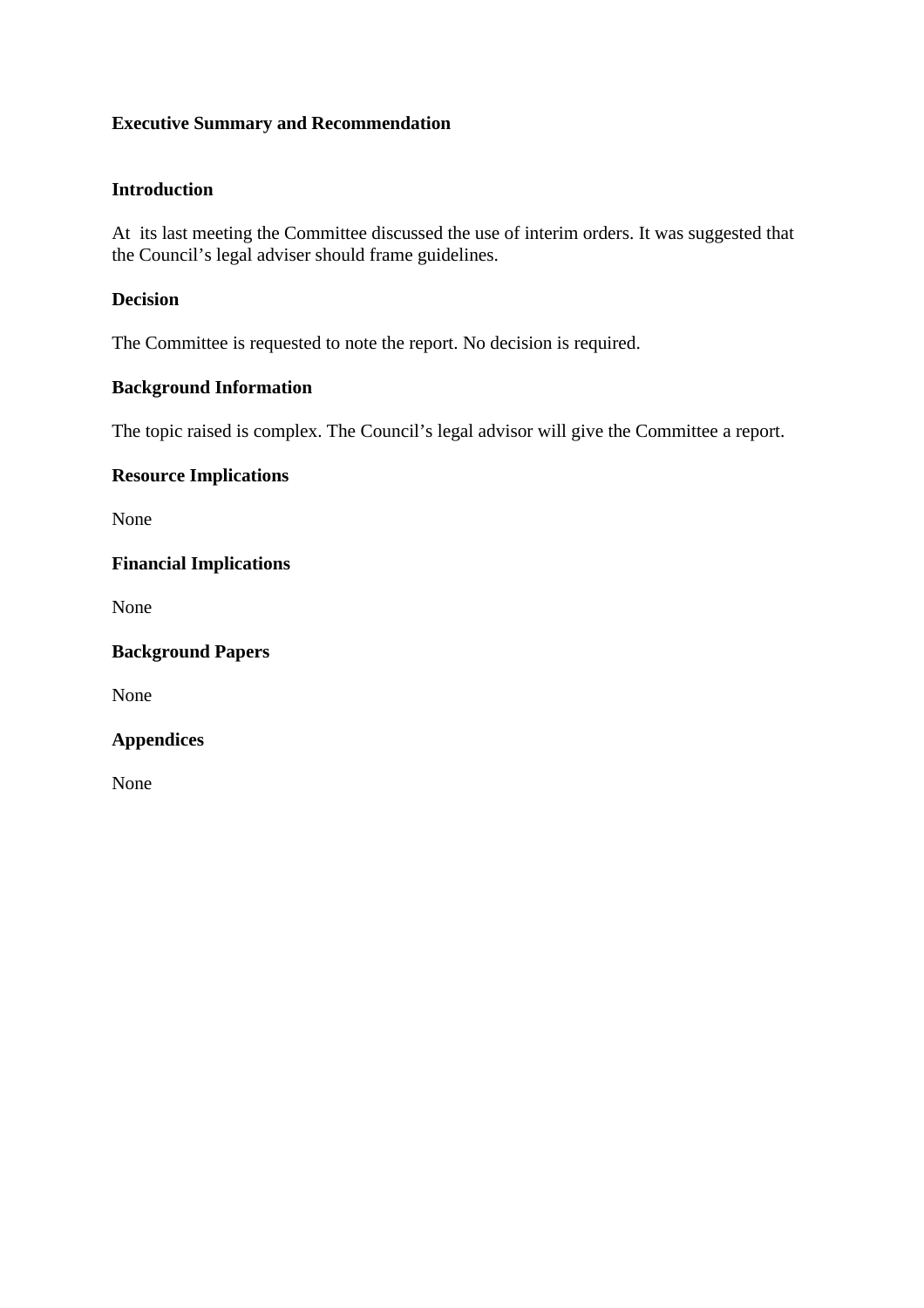**Executive Summary and Recommendation**

**Introduction**

At its last meeting the Committee discussed the use of interim orders. It was suggested that the Council's legal adviser should frame guidelines.

**Decision**

The Committee is requested to note the report. No decision is required.

**Background Information**

The topic raised is complex. The Council's legal advisor will give the Committee a report.

**Resource Implications**

None

**Financial Implications**

None

**Background Papers**

None

**Appendices**

None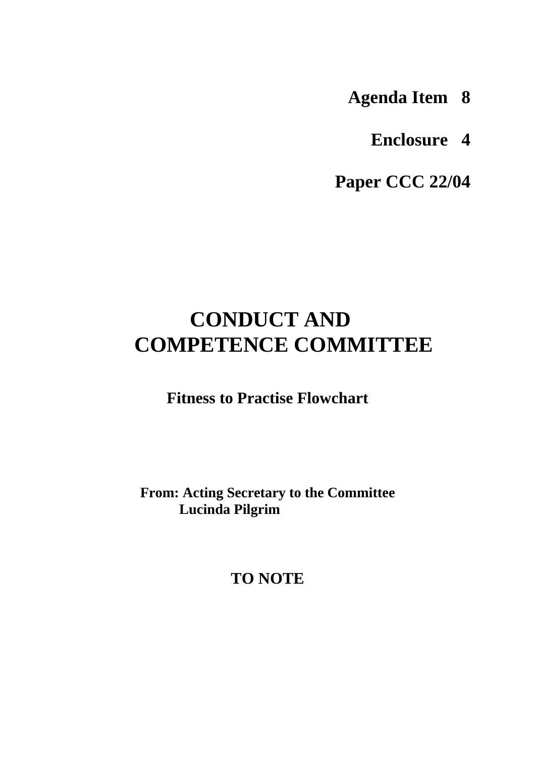**Agenda Item 8**

**Enclosure 4**

**Paper CCC 22/04**

# CONDUCT AND COMPETENCE COMMITTEE

## Fitness to Practise Flowchart

**From: Acting Secretary to the Committee**
**Lucinda Pilgrim**

**TO NOTE**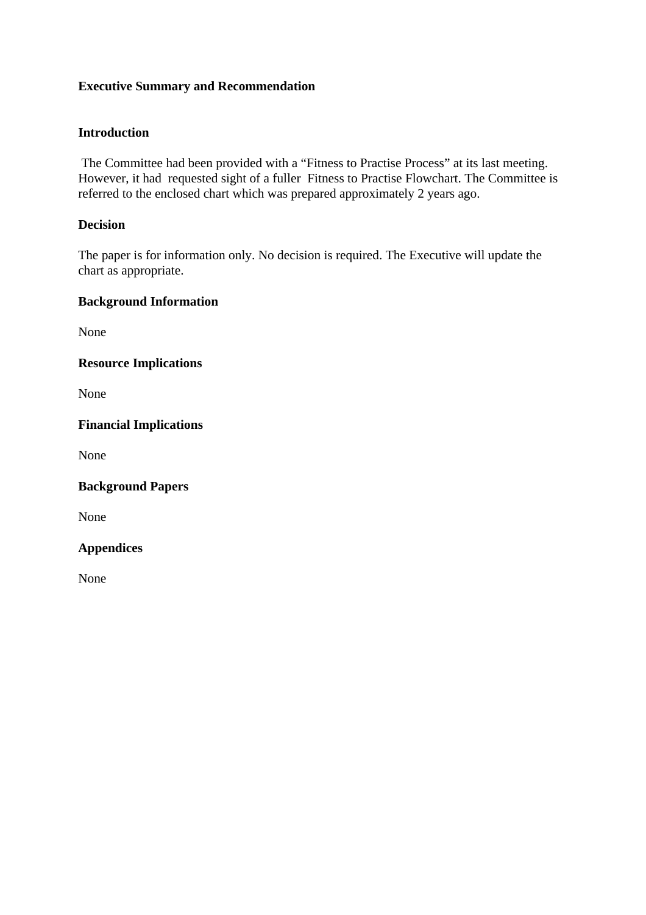**Executive Summary and Recommendation**

**Introduction**

The Committee had been provided with a "Fitness to Practise Process" at its last meeting. However, it had requested sight of a fuller Fitness to Practise Flowchart. The Committee is referred to the enclosed chart which was prepared approximately 2 years ago.

**Decision**

The paper is for information only. No decision is required. The Executive will update the chart as appropriate.

**Background Information**

None

**Resource Implications**

None

**Financial Implications**

None

**Background Papers**

None

**Appendices**

None